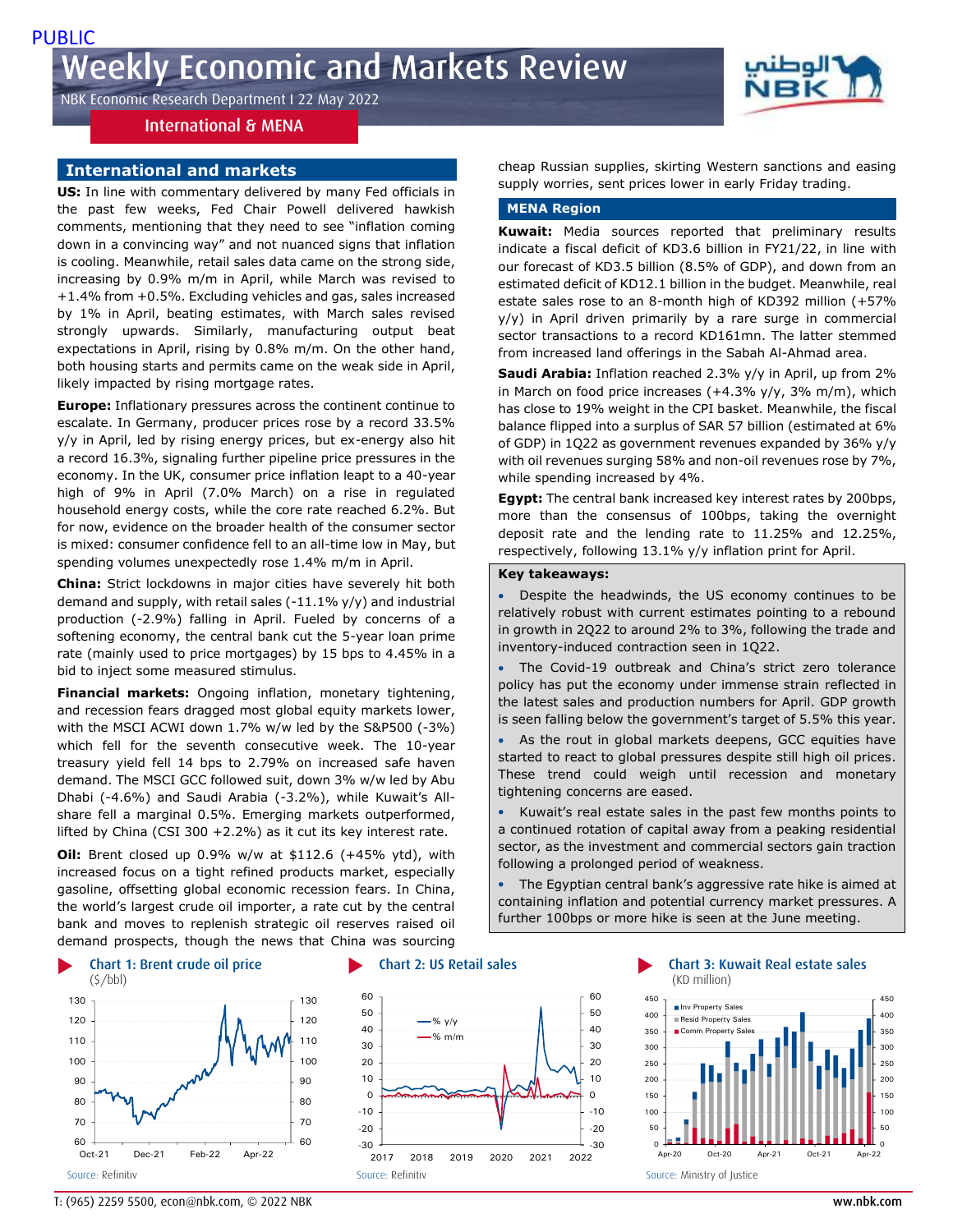PUBLIC

# Weekly Economic and Markets Review

NBK Economic Research Department I 22 May 2022

International & MENA

## International and markets

**US:** In line with commentary delivered by many Fed officials in the past few weeks, Fed Chair Powell delivered hawkish comments, mentioning that they need to see "inflation coming down in a convincing way" and not nuanced signs that inflation is cooling. Meanwhile, retail sales data came on the strong side, increasing by 0.9% m/m in April, while March was revised to +1.4% from +0.5%. Excluding vehicles and gas, sales increased by 1% in April, beating estimates, with March sales revised strongly upwards. Similarly, manufacturing output beat expectations in April, rising by 0.8% m/m. On the other hand, both housing starts and permits came on the weak side in April, likely impacted by rising mortgage rates.

**Europe:** Inflationary pressures across the continent continue to escalate. In Germany, producer prices rose by a record 33.5% y/y in April, led by rising energy prices, but ex-energy also hit a record 16.3%, signaling further pipeline price pressures in the economy. In the UK, consumer price inflation leapt to a 40-year high of 9% in April (7.0% March) on a rise in regulated household energy costs, while the core rate reached 6.2%. But for now, evidence on the broader health of the consumer sector is mixed: consumer confidence fell to an all-time low in May, but spending volumes unexpectedly rose 1.4% m/m in April.

**China:** Strict lockdowns in major cities have severely hit both demand and supply, with retail sales (-11.1% y/y) and industrial production (-2.9%) falling in April. Fueled by concerns of a softening economy, the central bank cut the 5-year loan prime rate (mainly used to price mortgages) by 15 bps to 4.45% in a bid to inject some measured stimulus.

**Financial markets:** Ongoing inflation, monetary tightening, and recession fears dragged most global equity markets lower, with the MSCI ACWI down 1.7% w/w led by the S&P500 (-3%) which fell for the seventh consecutive week. The 10-year treasury yield fell 14 bps to 2.79% on increased safe haven demand. The MSCI GCC followed suit, down 3% w/w led by Abu Dhabi (-4.6%) and Saudi Arabia (-3.2%), while Kuwait's All-share fell a marginal 0.5%. Emerging markets outperformed, lifted by China (CSI 300 +2.2%) as it cut its key interest rate.

**Oil:** Brent closed up 0.9% w/w at $112.6 (+45% ytd), with increased focus on a tight refined products market, especially gasoline, offsetting global economic recession fears. In China, the world's largest crude oil importer, a rate cut by the central bank and moves to replenish strategic oil reserves raised oil demand prospects, though the news that China was sourcing cheap Russian supplies, skirting Western sanctions and easing supply worries, sent prices lower in early Friday trading.

## MENA Region

**Kuwait:** Media sources reported that preliminary results indicate a fiscal deficit of KD3.6 billion in FY21/22, in line with our forecast of KD3.5 billion (8.5% of GDP), and down from an estimated deficit of KD12.1 billion in the budget. Meanwhile, real estate sales rose to an 8-month high of KD392 million (+57% y/y) in April driven primarily by a rare surge in commercial sector transactions to a record KD161mn. The latter stemmed from increased land offerings in the Sabah Al-Ahmad area.

**Saudi Arabia:** Inflation reached 2.3% y/y in April, up from 2% in March on food price increases (+4.3% y/y, 3% m/m), which has close to 19% weight in the CPI basket. Meanwhile, the fiscal balance flipped into a surplus of SAR 57 billion (estimated at 6% of GDP) in 1Q22 as government revenues expanded by 36% y/y with oil revenues surging 58% and non-oil revenues rose by 7%, while spending increased by 4%.

**Egypt:** The central bank increased key interest rates by 200bps, more than the consensus of 100bps, taking the overnight deposit rate and the lending rate to 11.25% and 12.25%, respectively, following 13.1% y/y inflation print for April.

**Key takeaways:**

- Despite the headwinds, the US economy continues to be relatively robust with current estimates pointing to a rebound in growth in 2Q22 to around 2% to 3%, following the trade and inventory-induced contraction seen in 1Q22.
- The Covid-19 outbreak and China's strict zero tolerance policy has put the economy under immense strain reflected in the latest sales and production numbers for April. GDP growth is seen falling below the government's target of 5.5% this year.
- As the rout in global markets deepens, GCC equities have started to react to global pressures despite still high oil prices. These trend could weigh until recession and monetary tightening concerns are eased.
- Kuwait's real estate sales in the past few months points to a continued rotation of capital away from a peaking residential sector, as the investment and commercial sectors gain traction following a prolonged period of weakness.
- The Egyptian central bank's aggressive rate hike is aimed at containing inflation and potential currency market pressures. A further 100bps or more hike is seen at the June meeting.

**Chart 1: Brent crude oil price** ($/bbl)

Source: Refinitiv

**Chart 2: US Retail sales**

Source: Refinitiv

**Chart 3: Kuwait Real estate sales** (KD million)

Source: Ministry of Justice

T: (965) 2259 5500, econ@nbk.com, © 2022 NBK  www.nbk.com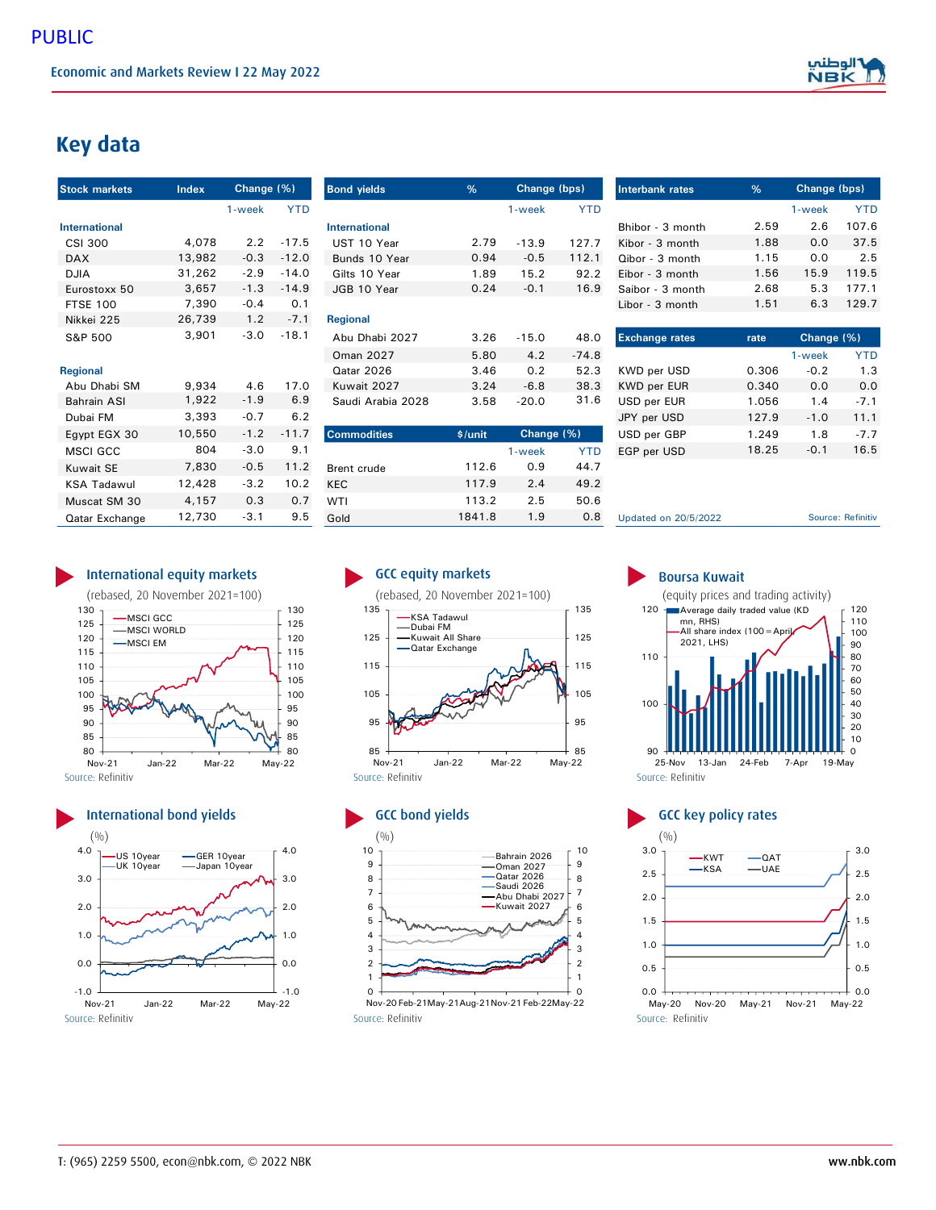# Key data

| Stock markets | Index | Change (%) | |
|---|---|---|---|
| | | 1-week | YTD |
| **International** | | | |
| CSI 300 | 4,078 | 2.2 | -17.5 |
| DAX | 13,982 | -0.3 | -12.0 |
| DJIA | 31,262 | -2.9 | -14.0 |
| Eurostoxx 50 | 3,657 | -1.3 | -14.9 |
| FTSE 100 | 7,390 | -0.4 | 0.1 |
| Nikkei 225 | 26,739 | 1.2 | -7.1 |
| S&P 500 | 3,901 | -3.0 | -18.1 |
| **Regional** | | | |
| Abu Dhabi SM | 9,934 | 4.6 | 17.0 |
| Bahrain ASI | 1,922 | -1.9 | 6.9 |
| Dubai FM | 3,393 | -0.7 | 6.2 |
| Egypt EGX 30 | 10,550 | -1.2 | -11.7 |
| MSCI GCC | 804 | -3.0 | 9.1 |
| Kuwait SE | 7,830 | -0.5 | 11.2 |
| KSA Tadawul | 12,428 | -3.2 | 10.2 |
| Muscat SM 30 | 4,157 | 0.3 | 0.7 |
| Qatar Exchange | 12,730 | -3.1 | 9.5 |

| Bond yields | % | Change (bps) | |
|---|---|---|---|
| | | 1-week | YTD |
| **International** | | | |
| UST 10 Year | 2.79 | -13.9 | 127.7 |
| Bunds 10 Year | 0.94 | -0.5 | 112.1 |
| Gilts 10 Year | 1.89 | 15.2 | 92.2 |
| JGB 10 Year | 0.24 | -0.1 | 16.9 |
| **Regional** | | | |
| Abu Dhabi 2027 | 3.26 | -15.0 | 48.0 |
| Oman 2027 | 5.80 | 4.2 | -74.8 |
| Qatar 2026 | 3.46 | 0.2 | 52.3 |
| Kuwait 2027 | 3.24 | -6.8 | 38.3 |
| Saudi Arabia 2028 | 3.58 | -20.0 | 31.6 |

| Commodities | $/unit | Change (%) | |
|---|---|---|---|
| | | 1-week | YTD |
| Brent crude | 112.6 | 0.9 | 44.7 |
| KEC | 117.9 | 2.4 | 49.2 |
| WTI | 113.2 | 2.5 | 50.6 |
| Gold | 1841.8 | 1.9 | 0.8 |

| Interbank rates | % | Change (bps) | |
|---|---|---|---|
| | | 1-week | YTD |
| Bhibor - 3 month | 2.59 | 2.6 | 107.6 |
| Kibor - 3 month | 1.88 | 0.0 | 37.5 |
| Qibor - 3 month | 1.15 | 0.0 | 2.5 |
| Eibor - 3 month | 1.56 | 15.9 | 119.5 |
| Saibor - 3 month | 2.68 | 5.3 | 177.1 |
| Libor - 3 month | 1.51 | 6.3 | 129.7 |

| Exchange rates | rate | Change (%) | |
|---|---|---|---|
| | | 1-week | YTD |
| KWD per USD | 0.306 | -0.2 | 1.3 |
| KWD per EUR | 0.340 | 0.0 | 0.0 |
| USD per EUR | 1.056 | 1.4 | -7.1 |
| JPY per USD | 127.9 | -1.0 | 11.1 |
| USD per GBP | 1.249 | 1.8 | -7.7 |
| EGP per USD | 18.25 | -0.1 | 16.5 |

Updated on 20/5/2022

Source: Refinitiv

## International equity markets

(rebased, 20 November 2021=100)

MSCI GCC
MSCI WORLD
MSCI EM

Nov-21 Jan-22 Mar-22 May-22

Source: Refinitiv

## GCC equity markets

(rebased, 20 November 2021=100)

KSA Tadawul
Dubai FM
Kuwait All Share
Qatar Exchange

Nov-21 Jan-22 Mar-22 May-22

Source: Refinitiv

## Boursa Kuwait

(equity prices and trading activity)

Average daily traded value (KD mn, RHS)
All share index (100=April 2021, LHS)

25-Nov 13-Jan 24-Feb 7-Apr 19-May

Source: Refinitiv

## International bond yields

(%)

US 10year
UK 10year
GER 10year
Japan 10year

Nov-21 Jan-22 Mar-22 May-22

Source: Refinitiv

## GCC bond yields

(%)

Bahrain 2026
Oman 2027
Qatar 2026
Saudi 2026
Abu Dhabi 2027
Kuwait 2027

Nov-20 Feb-21 May-21 Aug-21 Nov-21 Feb-22 May-22

Source: Refinitiv

## GCC key policy rates

(%)

KWT
KSA
QAT
UAE

May-20 Nov-20 May-21 Nov-21 May-22

Source: Refinitiv

T: (965) 2259 5500, econ@nbk.com, © 2022 NBK

ww.nbk.com